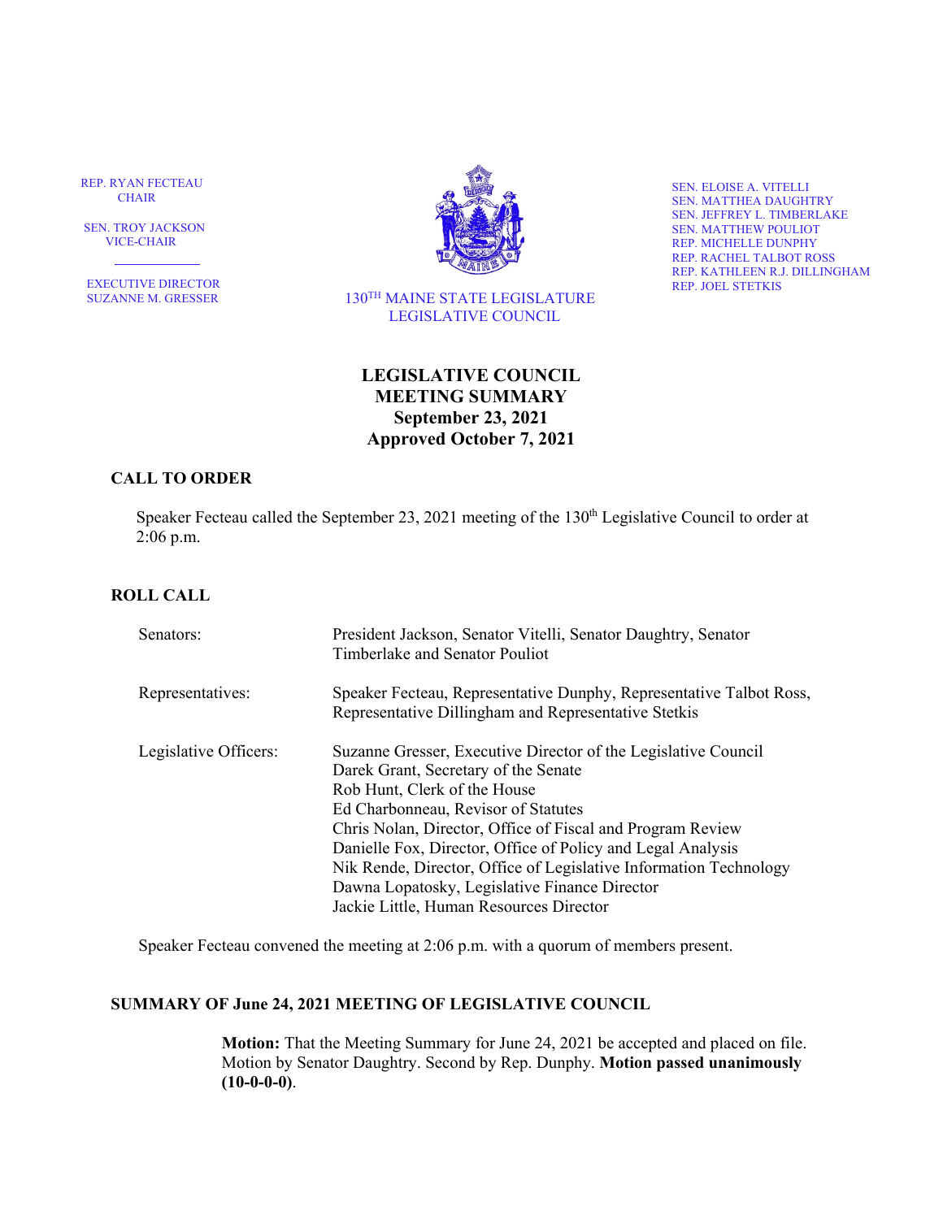REP. RYAN FECTEAU
CHAIR

SEN. TROY JACKSON
VICE-CHAIR

EXECUTIVE DIRECTOR
SUZANNE M. GRESSER

130[TH] MAINE STATE LEGISLATURE
LEGISLATIVE COUNCIL

SEN. ELOISE A. VITELLI
SEN. MATTHEA DAUGHTRY
SEN. JEFFREY L. TIMBERLAKE
SEN. MATTHEW POULIOT
REP. MICHELLE DUNPHY
REP. RACHEL TALBOT ROSS
REP. KATHLEEN R.J. DILLINGHAM
REP. JOEL STETKIS

# LEGISLATIVE COUNCIL MEETING SUMMARY
## September 23, 2021
## Approved October 7, 2021

### CALL TO ORDER

Speaker Fecteau called the September 23, 2021 meeting of the 130th Legislative Council to order at 2:06 p.m.

### ROLL CALL

| | |
|---|---|
| Senators: | President Jackson, Senator Vitelli, Senator Daughtry, Senator Timberlake and Senator Pouliot |
| Representatives: | Speaker Fecteau, Representative Dunphy, Representative Talbot Ross, Representative Dillingham and Representative Stetkis |
| Legislative Officers: | Suzanne Gresser, Executive Director of the Legislative Council<br>Darek Grant, Secretary of the Senate<br>Rob Hunt, Clerk of the House<br>Ed Charbonneau, Revisor of Statutes<br>Chris Nolan, Director, Office of Fiscal and Program Review<br>Danielle Fox, Director, Office of Policy and Legal Analysis<br>Nik Rende, Director, Office of Legislative Information Technology<br>Dawna Lopatosky, Legislative Finance Director<br>Jackie Little, Human Resources Director |

Speaker Fecteau convened the meeting at 2:06 p.m. with a quorum of members present.

### SUMMARY OF June 24, 2021 MEETING OF LEGISLATIVE COUNCIL

**Motion:** That the Meeting Summary for June 24, 2021 be accepted and placed on file. Motion by Senator Daughtry. Second by Rep. Dunphy. **Motion passed unanimously (10-0-0-0)**.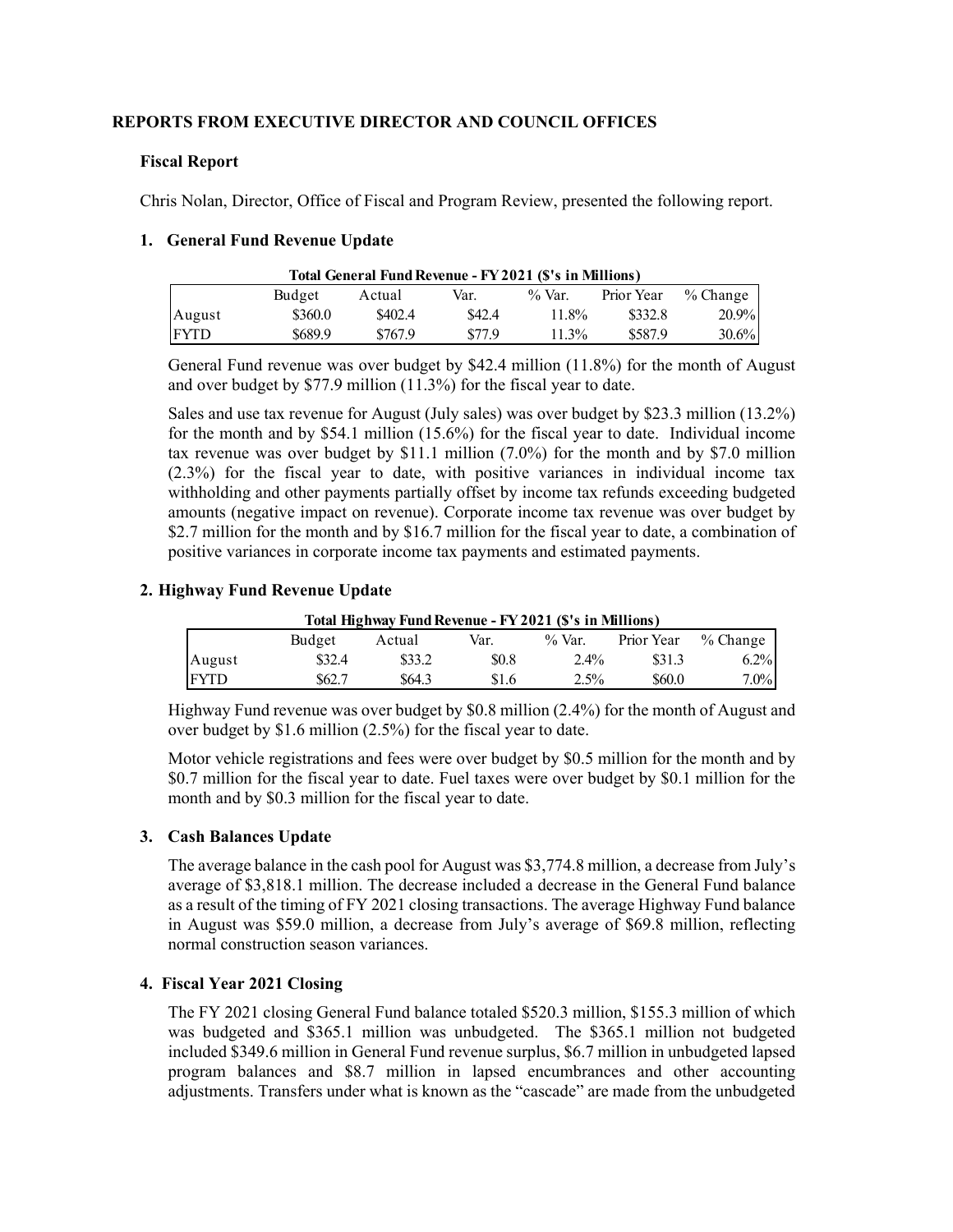## REPORTS FROM EXECUTIVE DIRECTOR AND COUNCIL OFFICES

### Fiscal Report

Chris Nolan, Director, Office of Fiscal and Program Review, presented the following report.

#### 1. General Fund Revenue Update

**Total General Fund Revenue - FY 2021 ($'s in Millions)**

| | Budget | Actual | Var. | % Var. | Prior Year | % Change |
|---|---|---|---|---|---|---|
| August | $360.0 | $402.4 | $42.4 | 11.8% | $332.8 | 20.9% |
| FYTD | $689.9 | $767.9 | $77.9 | 11.3% | $587.9 | 30.6% |

General Fund revenue was over budget by $42.4 million (11.8%) for the month of August and over budget by $77.9 million (11.3%) for the fiscal year to date.

Sales and use tax revenue for August (July sales) was over budget by $23.3 million (13.2%) for the month and by $54.1 million (15.6%) for the fiscal year to date. Individual income tax revenue was over budget by $11.1 million (7.0%) for the month and by $7.0 million (2.3%) for the fiscal year to date, with positive variances in individual income tax withholding and other payments partially offset by income tax refunds exceeding budgeted amounts (negative impact on revenue). Corporate income tax revenue was over budget by $2.7 million for the month and by $16.7 million for the fiscal year to date, a combination of positive variances in corporate income tax payments and estimated payments.

#### 2. Highway Fund Revenue Update

**Total Highway Fund Revenue - FY 2021 ($'s in Millions)**

| | Budget | Actual | Var. | % Var. | Prior Year | % Change |
|---|---|---|---|---|---|---|
| August | $32.4 | $33.2 | $0.8 | 2.4% | $31.3 | 6.2% |
| FYTD | $62.7 | $64.3 | $1.6 | 2.5% | $60.0 | 7.0% |

Highway Fund revenue was over budget by $0.8 million (2.4%) for the month of August and over budget by $1.6 million (2.5%) for the fiscal year to date.

Motor vehicle registrations and fees were over budget by $0.5 million for the month and by $0.7 million for the fiscal year to date. Fuel taxes were over budget by $0.1 million for the month and by $0.3 million for the fiscal year to date.

#### 3. Cash Balances Update

The average balance in the cash pool for August was $3,774.8 million, a decrease from July's average of $3,818.1 million. The decrease included a decrease in the General Fund balance as a result of the timing of FY 2021 closing transactions. The average Highway Fund balance in August was $59.0 million, a decrease from July's average of $69.8 million, reflecting normal construction season variances.

#### 4. Fiscal Year 2021 Closing

The FY 2021 closing General Fund balance totaled $520.3 million, $155.3 million of which was budgeted and $365.1 million was unbudgeted. The $365.1 million not budgeted included $349.6 million in General Fund revenue surplus, $6.7 million in unbudgeted lapsed program balances and $8.7 million in lapsed encumbrances and other accounting adjustments. Transfers under what is known as the "cascade" are made from the unbudgeted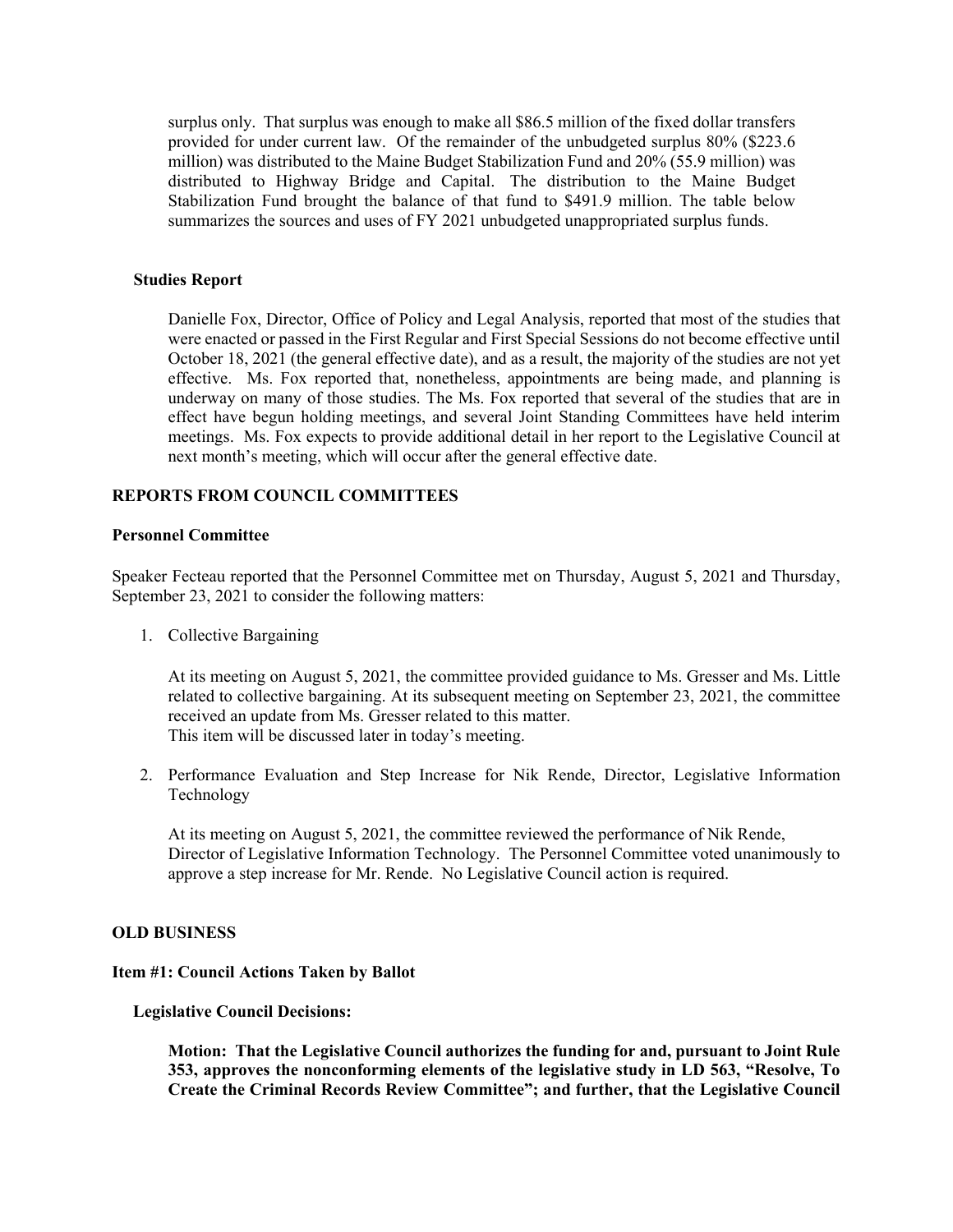surplus only. That surplus was enough to make all $86.5 million of the fixed dollar transfers provided for under current law. Of the remainder of the unbudgeted surplus 80% ($223.6 million) was distributed to the Maine Budget Stabilization Fund and 20% (55.9 million) was distributed to Highway Bridge and Capital. The distribution to the Maine Budget Stabilization Fund brought the balance of that fund to $491.9 million. The table below summarizes the sources and uses of FY 2021 unbudgeted unappropriated surplus funds.

**Studies Report**

Danielle Fox, Director, Office of Policy and Legal Analysis, reported that most of the studies that were enacted or passed in the First Regular and First Special Sessions do not become effective until October 18, 2021 (the general effective date), and as a result, the majority of the studies are not yet effective. Ms. Fox reported that, nonetheless, appointments are being made, and planning is underway on many of those studies. The Ms. Fox reported that several of the studies that are in effect have begun holding meetings, and several Joint Standing Committees have held interim meetings. Ms. Fox expects to provide additional detail in her report to the Legislative Council at next month's meeting, which will occur after the general effective date.

## REPORTS FROM COUNCIL COMMITTEES

### Personnel Committee

Speaker Fecteau reported that the Personnel Committee met on Thursday, August 5, 2021 and Thursday, September 23, 2021 to consider the following matters:

1. Collective Bargaining

   At its meeting on August 5, 2021, the committee provided guidance to Ms. Gresser and Ms. Little related to collective bargaining. At its subsequent meeting on September 23, 2021, the committee received an update from Ms. Gresser related to this matter.
   This item will be discussed later in today's meeting.

2. Performance Evaluation and Step Increase for Nik Rende, Director, Legislative Information Technology

   At its meeting on August 5, 2021, the committee reviewed the performance of Nik Rende, Director of Legislative Information Technology. The Personnel Committee voted unanimously to approve a step increase for Mr. Rende. No Legislative Council action is required.

## OLD BUSINESS

### Item #1: Council Actions Taken by Ballot

**Legislative Council Decisions:**

**Motion: That the Legislative Council authorizes the funding for and, pursuant to Joint Rule 353, approves the nonconforming elements of the legislative study in LD 563, "Resolve, To Create the Criminal Records Review Committee"; and further, that the Legislative Council**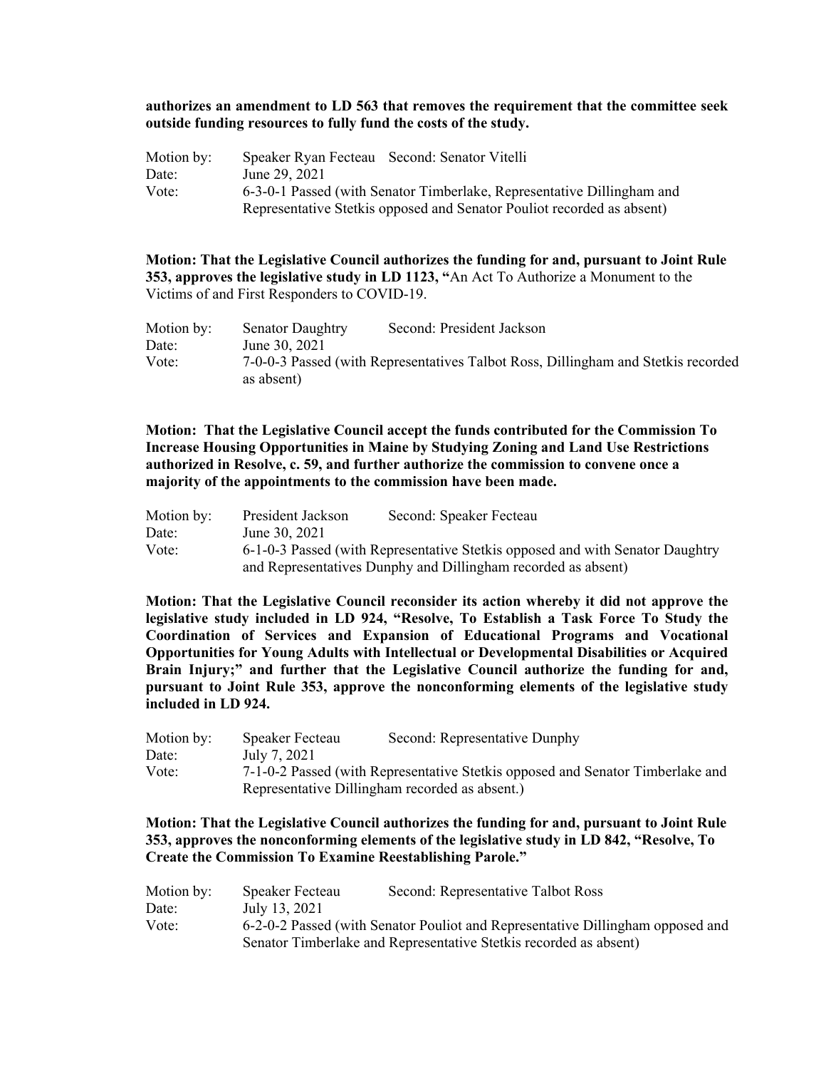**authorizes an amendment to LD 563 that removes the requirement that the committee seek outside funding resources to fully fund the costs of the study.**

Motion by: Speaker Ryan Fecteau Second: Senator Vitelli
Date: June 29, 2021
Vote: 6-3-0-1 Passed (with Senator Timberlake, Representative Dillingham and Representative Stetkis opposed and Senator Pouliot recorded as absent)

**Motion: That the Legislative Council authorizes the funding for and, pursuant to Joint Rule 353, approves the legislative study in LD 1123, "**An Act To Authorize a Monument to the Victims of and First Responders to COVID-19.

Motion by: Senator Daughtry Second: President Jackson
Date: June 30, 2021
Vote: 7-0-0-3 Passed (with Representatives Talbot Ross, Dillingham and Stetkis recorded as absent)

**Motion: That the Legislative Council accept the funds contributed for the Commission To Increase Housing Opportunities in Maine by Studying Zoning and Land Use Restrictions authorized in Resolve, c. 59, and further authorize the commission to convene once a majority of the appointments to the commission have been made.**

Motion by: President Jackson Second: Speaker Fecteau
Date: June 30, 2021
Vote: 6-1-0-3 Passed (with Representative Stetkis opposed and with Senator Daughtry and Representatives Dunphy and Dillingham recorded as absent)

**Motion: That the Legislative Council reconsider its action whereby it did not approve the legislative study included in LD 924, "Resolve, To Establish a Task Force To Study the Coordination of Services and Expansion of Educational Programs and Vocational Opportunities for Young Adults with Intellectual or Developmental Disabilities or Acquired Brain Injury;" and further that the Legislative Council authorize the funding for and, pursuant to Joint Rule 353, approve the nonconforming elements of the legislative study included in LD 924.**

Motion by: Speaker Fecteau Second: Representative Dunphy
Date: July 7, 2021
Vote: 7-1-0-2 Passed (with Representative Stetkis opposed and Senator Timberlake and Representative Dillingham recorded as absent.)

**Motion: That the Legislative Council authorizes the funding for and, pursuant to Joint Rule 353, approves the nonconforming elements of the legislative study in LD 842, "Resolve, To Create the Commission To Examine Reestablishing Parole."**

Motion by: Speaker Fecteau Second: Representative Talbot Ross
Date: July 13, 2021
Vote: 6-2-0-2 Passed (with Senator Pouliot and Representative Dillingham opposed and Senator Timberlake and Representative Stetkis recorded as absent)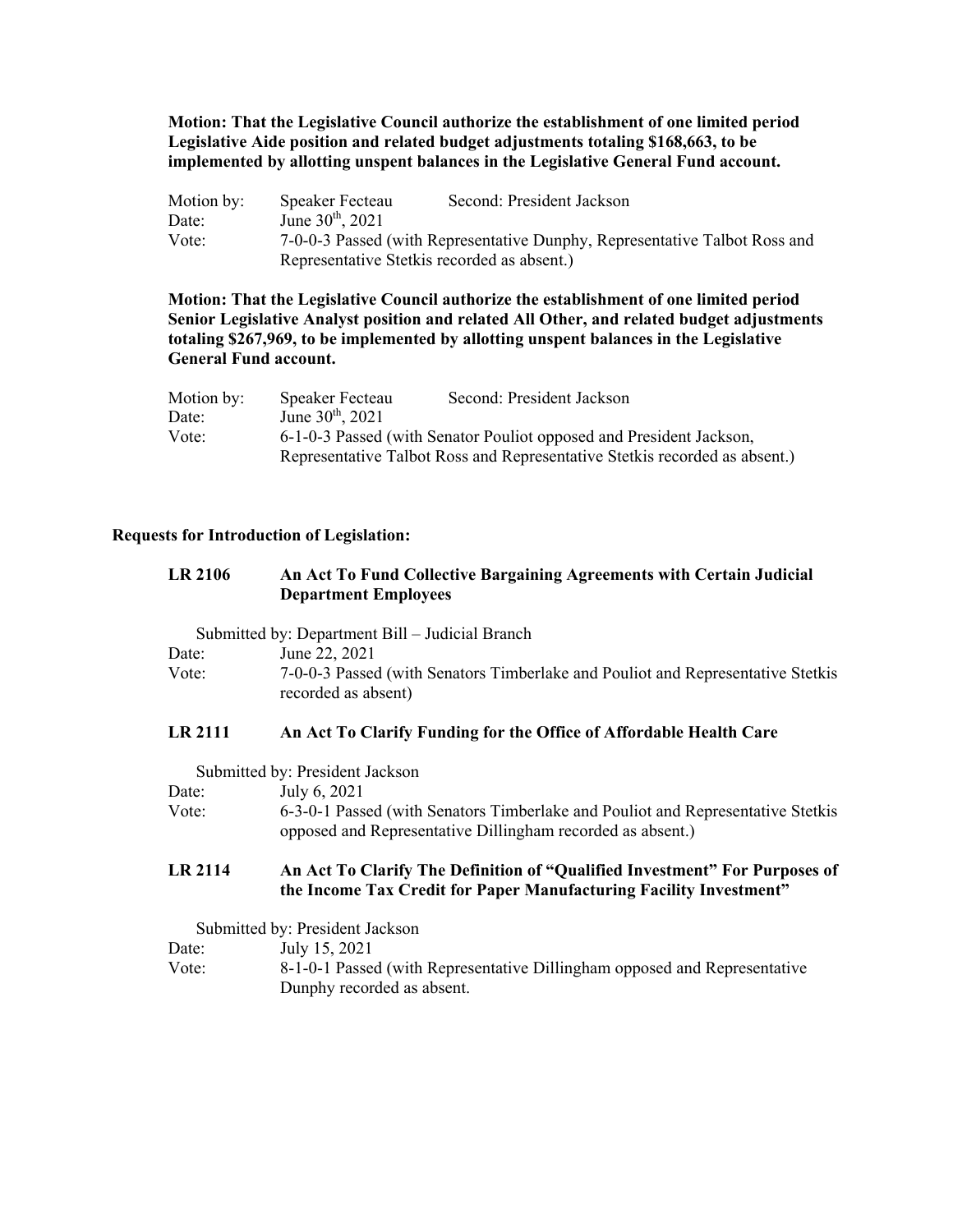**Motion: That the Legislative Council authorize the establishment of one limited period Legislative Aide position and related budget adjustments totaling $168,663, to be implemented by allotting unspent balances in the Legislative General Fund account.**

Motion by: Speaker Fecteau Second: President Jackson
Date: June 30th, 2021
Vote: 7-0-0-3 Passed (with Representative Dunphy, Representative Talbot Ross and Representative Stetkis recorded as absent.)

**Motion: That the Legislative Council authorize the establishment of one limited period Senior Legislative Analyst position and related All Other, and related budget adjustments totaling $267,969, to be implemented by allotting unspent balances in the Legislative General Fund account.**

Motion by: Speaker Fecteau Second: President Jackson
Date: June 30th, 2021
Vote: 6-1-0-3 Passed (with Senator Pouliot opposed and President Jackson, Representative Talbot Ross and Representative Stetkis recorded as absent.)

**Requests for Introduction of Legislation:**

**LR 2106 An Act To Fund Collective Bargaining Agreements with Certain Judicial Department Employees**

Submitted by: Department Bill – Judicial Branch
Date: June 22, 2021
Vote: 7-0-0-3 Passed (with Senators Timberlake and Pouliot and Representative Stetkis recorded as absent)

**LR 2111 An Act To Clarify Funding for the Office of Affordable Health Care**

Submitted by: President Jackson
Date: July 6, 2021
Vote: 6-3-0-1 Passed (with Senators Timberlake and Pouliot and Representative Stetkis opposed and Representative Dillingham recorded as absent.)

**LR 2114 An Act To Clarify The Definition of "Qualified Investment" For Purposes of the Income Tax Credit for Paper Manufacturing Facility Investment"**

Submitted by: President Jackson
Date: July 15, 2021
Vote: 8-1-0-1 Passed (with Representative Dillingham opposed and Representative Dunphy recorded as absent.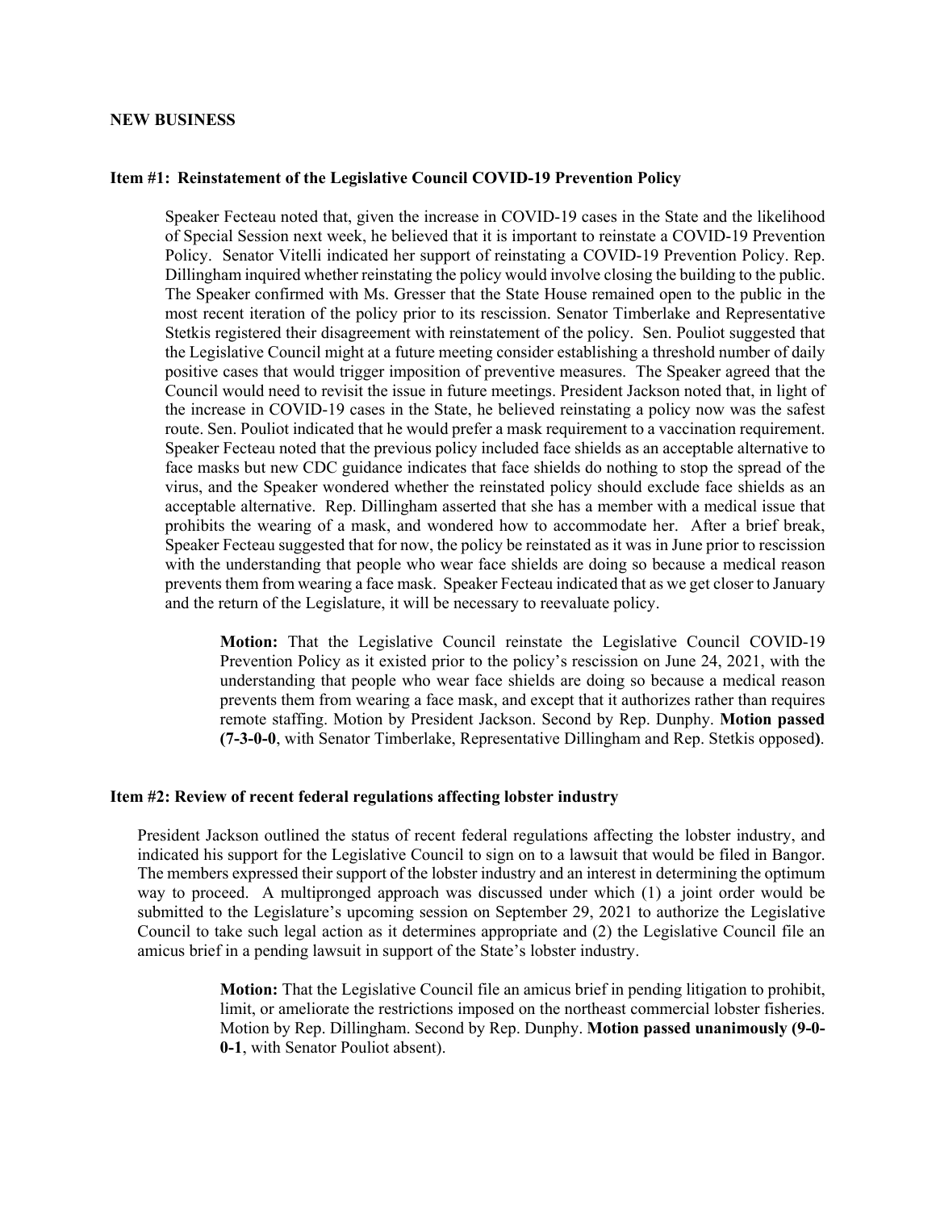**NEW BUSINESS**

**Item #1: Reinstatement of the Legislative Council COVID-19 Prevention Policy**

Speaker Fecteau noted that, given the increase in COVID-19 cases in the State and the likelihood of Special Session next week, he believed that it is important to reinstate a COVID-19 Prevention Policy. Senator Vitelli indicated her support of reinstating a COVID-19 Prevention Policy. Rep. Dillingham inquired whether reinstating the policy would involve closing the building to the public. The Speaker confirmed with Ms. Gresser that the State House remained open to the public in the most recent iteration of the policy prior to its rescission. Senator Timberlake and Representative Stetkis registered their disagreement with reinstatement of the policy. Sen. Pouliot suggested that the Legislative Council might at a future meeting consider establishing a threshold number of daily positive cases that would trigger imposition of preventive measures. The Speaker agreed that the Council would need to revisit the issue in future meetings. President Jackson noted that, in light of the increase in COVID-19 cases in the State, he believed reinstating a policy now was the safest route. Sen. Pouliot indicated that he would prefer a mask requirement to a vaccination requirement. Speaker Fecteau noted that the previous policy included face shields as an acceptable alternative to face masks but new CDC guidance indicates that face shields do nothing to stop the spread of the virus, and the Speaker wondered whether the reinstated policy should exclude face shields as an acceptable alternative. Rep. Dillingham asserted that she has a member with a medical issue that prohibits the wearing of a mask, and wondered how to accommodate her. After a brief break, Speaker Fecteau suggested that for now, the policy be reinstated as it was in June prior to rescission with the understanding that people who wear face shields are doing so because a medical reason prevents them from wearing a face mask. Speaker Fecteau indicated that as we get closer to January and the return of the Legislature, it will be necessary to reevaluate policy.

> **Motion:** That the Legislative Council reinstate the Legislative Council COVID-19 Prevention Policy as it existed prior to the policy's rescission on June 24, 2021, with the understanding that people who wear face shields are doing so because a medical reason prevents them from wearing a face mask, and except that it authorizes rather than requires remote staffing. Motion by President Jackson. Second by Rep. Dunphy. **Motion passed (7-3-0-0**, with Senator Timberlake, Representative Dillingham and Rep. Stetkis opposed**)**.

**Item #2: Review of recent federal regulations affecting lobster industry**

President Jackson outlined the status of recent federal regulations affecting the lobster industry, and indicated his support for the Legislative Council to sign on to a lawsuit that would be filed in Bangor. The members expressed their support of the lobster industry and an interest in determining the optimum way to proceed. A multipronged approach was discussed under which (1) a joint order would be submitted to the Legislature's upcoming session on September 29, 2021 to authorize the Legislative Council to take such legal action as it determines appropriate and (2) the Legislative Council file an amicus brief in a pending lawsuit in support of the State's lobster industry.

> **Motion:** That the Legislative Council file an amicus brief in pending litigation to prohibit, limit, or ameliorate the restrictions imposed on the northeast commercial lobster fisheries. Motion by Rep. Dillingham. Second by Rep. Dunphy. **Motion passed unanimously (9-0-0-1**, with Senator Pouliot absent).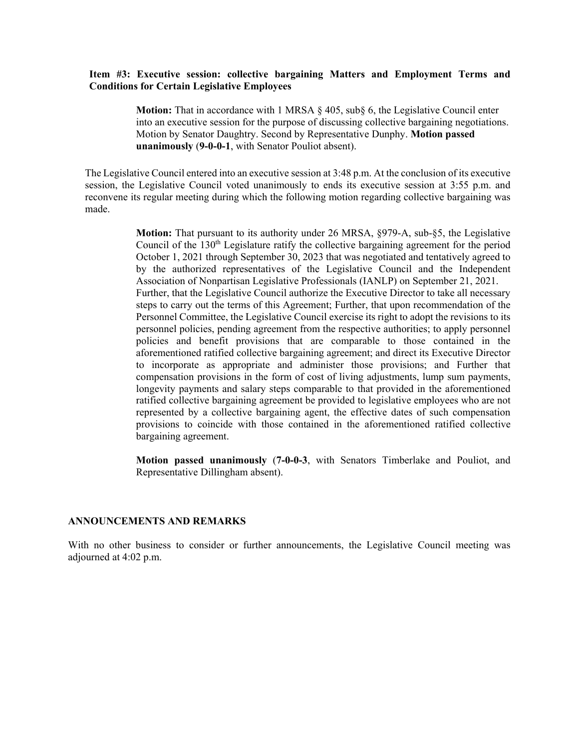**Item #3: Executive session: collective bargaining Matters and Employment Terms and Conditions for Certain Legislative Employees**

> **Motion:** That in accordance with 1 MRSA § 405, sub§ 6, the Legislative Council enter into an executive session for the purpose of discussing collective bargaining negotiations. Motion by Senator Daughtry. Second by Representative Dunphy. **Motion passed unanimously** (**9-0-0-1**, with Senator Pouliot absent).

The Legislative Council entered into an executive session at 3:48 p.m. At the conclusion of its executive session, the Legislative Council voted unanimously to ends its executive session at 3:55 p.m. and reconvene its regular meeting during which the following motion regarding collective bargaining was made.

> **Motion:** That pursuant to its authority under 26 MRSA, §979-A, sub-§5, the Legislative Council of the 130th Legislature ratify the collective bargaining agreement for the period October 1, 2021 through September 30, 2023 that was negotiated and tentatively agreed to by the authorized representatives of the Legislative Council and the Independent Association of Nonpartisan Legislative Professionals (IANLP) on September 21, 2021. Further, that the Legislative Council authorize the Executive Director to take all necessary steps to carry out the terms of this Agreement; Further, that upon recommendation of the Personnel Committee, the Legislative Council exercise its right to adopt the revisions to its personnel policies, pending agreement from the respective authorities; to apply personnel policies and benefit provisions that are comparable to those contained in the aforementioned ratified collective bargaining agreement; and direct its Executive Director to incorporate as appropriate and administer those provisions; and Further that compensation provisions in the form of cost of living adjustments, lump sum payments, longevity payments and salary steps comparable to that provided in the aforementioned ratified collective bargaining agreement be provided to legislative employees who are not represented by a collective bargaining agent, the effective dates of such compensation provisions to coincide with those contained in the aforementioned ratified collective bargaining agreement.
>
> **Motion passed unanimously** (**7-0-0-3**, with Senators Timberlake and Pouliot, and Representative Dillingham absent).

**ANNOUNCEMENTS AND REMARKS**

With no other business to consider or further announcements, the Legislative Council meeting was adjourned at 4:02 p.m.